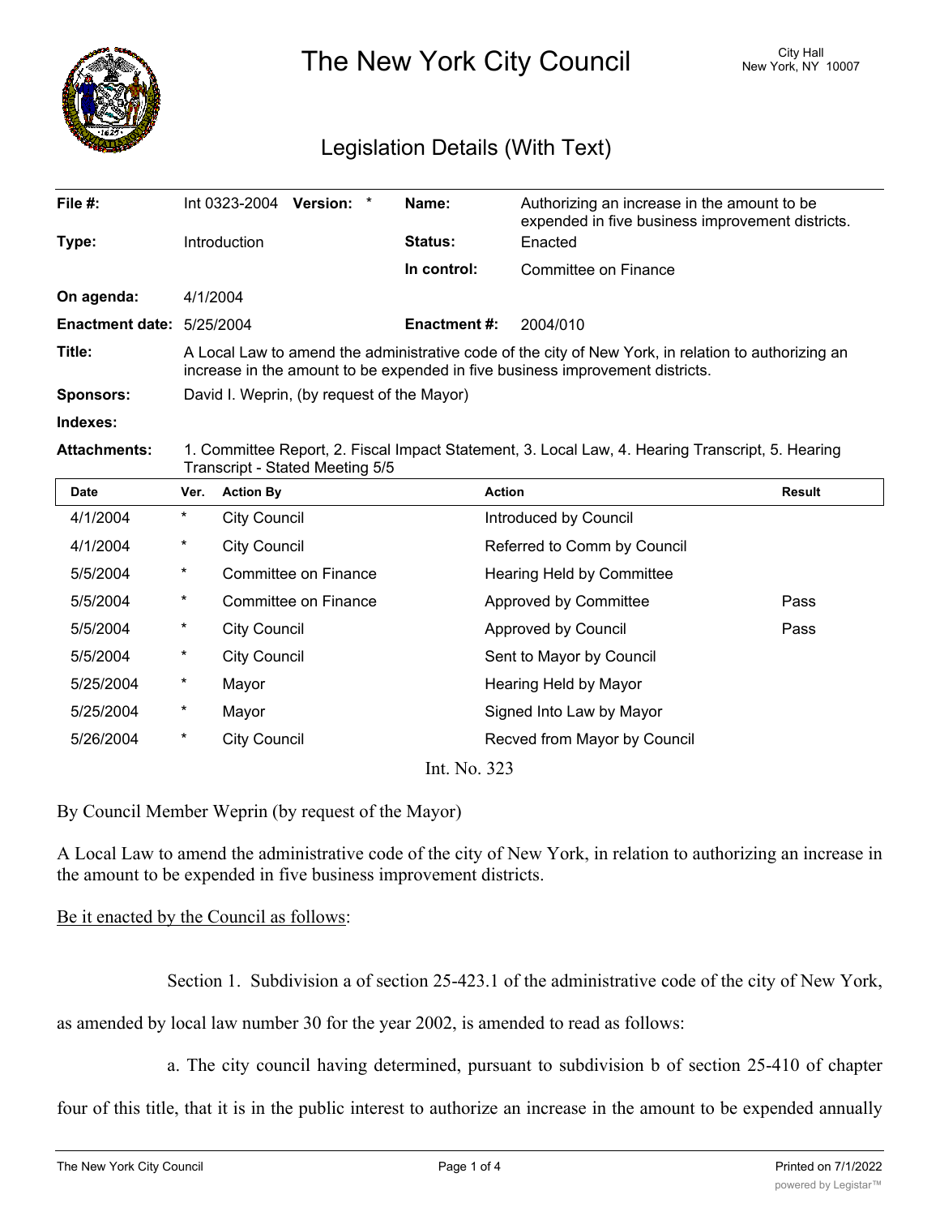# The New York City Council

City Hall
New York, NY 10007

## Legislation Details (With Text)

| | | | |
|---|---|---|---|
| **File #:** | Int 0323-2004 **Version:** * | **Name:** | Authorizing an increase in the amount to be expended in five business improvement districts. |
| **Type:** | Introduction | **Status:** | Enacted |
| | | **In control:** | Committee on Finance |
| **On agenda:** | 4/1/2004 | | |
| **Enactment date:** | 5/25/2004 | **Enactment #:** | 2004/010 |

**Title:** A Local Law to amend the administrative code of the city of New York, in relation to authorizing an increase in the amount to be expended in five business improvement districts.

**Sponsors:** David I. Weprin, (by request of the Mayor)

**Indexes:**

**Attachments:** 1. Committee Report, 2. Fiscal Impact Statement, 3. Local Law, 4. Hearing Transcript, 5. Hearing Transcript - Stated Meeting 5/5

| Date | Ver. | Action By | Action | Result |
|---|---|---|---|---|
| 4/1/2004 | * | City Council | Introduced by Council | |
| 4/1/2004 | * | City Council | Referred to Comm by Council | |
| 5/5/2004 | * | Committee on Finance | Hearing Held by Committee | |
| 5/5/2004 | * | Committee on Finance | Approved by Committee | Pass |
| 5/5/2004 | * | City Council | Approved by Council | Pass |
| 5/5/2004 | * | City Council | Sent to Mayor by Council | |
| 5/25/2004 | * | Mayor | Hearing Held by Mayor | |
| 5/25/2004 | * | Mayor | Signed Into Law by Mayor | |
| 5/26/2004 | * | City Council | Recved from Mayor by Council | |

Int. No. 323

By Council Member Weprin (by request of the Mayor)

A Local Law to amend the administrative code of the city of New York, in relation to authorizing an increase in the amount to be expended in five business improvement districts.

Be it enacted by the Council as follows:

Section 1. Subdivision a of section 25-423.1 of the administrative code of the city of New York, as amended by local law number 30 for the year 2002, is amended to read as follows:

a. The city council having determined, pursuant to subdivision b of section 25-410 of chapter four of this title, that it is in the public interest to authorize an increase in the amount to be expended annually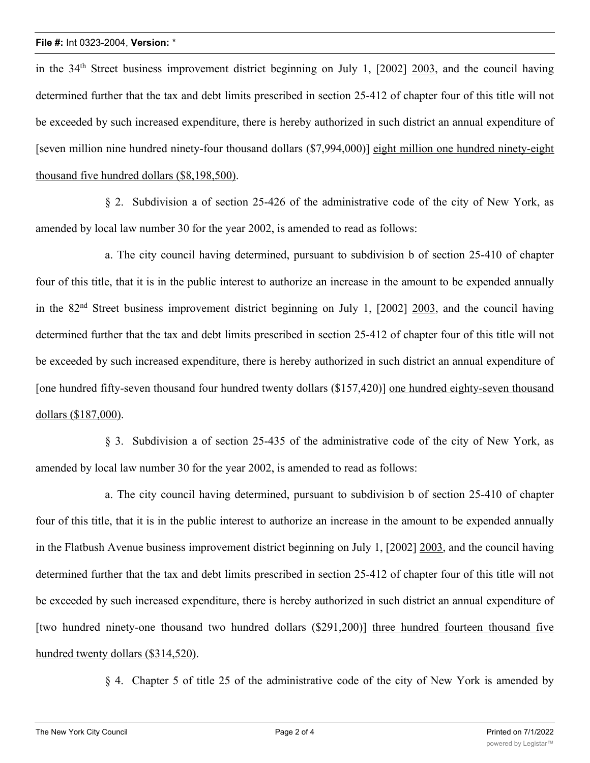in the 34th Street business improvement district beginning on July 1, [2002] <u>2003</u>, and the council having determined further that the tax and debt limits prescribed in section 25-412 of chapter four of this title will not be exceeded by such increased expenditure, there is hereby authorized in such district an annual expenditure of [seven million nine hundred ninety-four thousand dollars ($7,994,000)] <u>eight million one hundred ninety-eight thousand five hundred dollars ($8,198,500)</u>.

§ 2. Subdivision a of section 25-426 of the administrative code of the city of New York, as amended by local law number 30 for the year 2002, is amended to read as follows:

a. The city council having determined, pursuant to subdivision b of section 25-410 of chapter four of this title, that it is in the public interest to authorize an increase in the amount to be expended annually in the 82nd Street business improvement district beginning on July 1, [2002] <u>2003</u>, and the council having determined further that the tax and debt limits prescribed in section 25-412 of chapter four of this title will not be exceeded by such increased expenditure, there is hereby authorized in such district an annual expenditure of [one hundred fifty-seven thousand four hundred twenty dollars ($157,420)] <u>one hundred eighty-seven thousand dollars ($187,000)</u>.

§ 3. Subdivision a of section 25-435 of the administrative code of the city of New York, as amended by local law number 30 for the year 2002, is amended to read as follows:

a. The city council having determined, pursuant to subdivision b of section 25-410 of chapter four of this title, that it is in the public interest to authorize an increase in the amount to be expended annually in the Flatbush Avenue business improvement district beginning on July 1, [2002] <u>2003</u>, and the council having determined further that the tax and debt limits prescribed in section 25-412 of chapter four of this title will not be exceeded by such increased expenditure, there is hereby authorized in such district an annual expenditure of [two hundred ninety-one thousand two hundred dollars ($291,200)] <u>three hundred fourteen thousand five hundred twenty dollars ($314,520)</u>.

§ 4. Chapter 5 of title 25 of the administrative code of the city of New York is amended by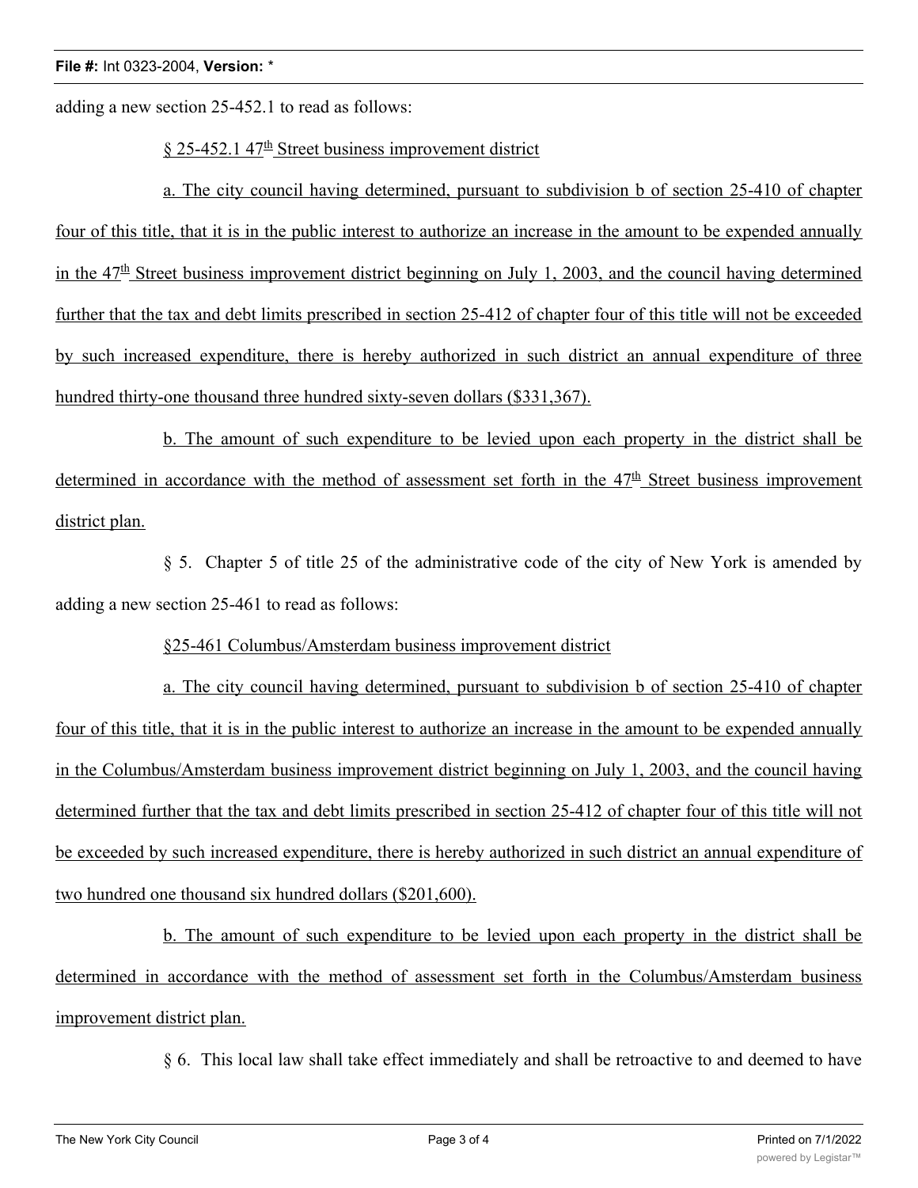adding a new section 25-452.1 to read as follows:

§ 25-452.1 47th Street business improvement district

a. The city council having determined, pursuant to subdivision b of section 25-410 of chapter four of this title, that it is in the public interest to authorize an increase in the amount to be expended annually in the 47th Street business improvement district beginning on July 1, 2003, and the council having determined further that the tax and debt limits prescribed in section 25-412 of chapter four of this title will not be exceeded by such increased expenditure, there is hereby authorized in such district an annual expenditure of three hundred thirty-one thousand three hundred sixty-seven dollars ($331,367).

b. The amount of such expenditure to be levied upon each property in the district shall be determined in accordance with the method of assessment set forth in the 47th Street business improvement district plan.

§ 5. Chapter 5 of title 25 of the administrative code of the city of New York is amended by adding a new section 25-461 to read as follows:

§25-461 Columbus/Amsterdam business improvement district

a. The city council having determined, pursuant to subdivision b of section 25-410 of chapter four of this title, that it is in the public interest to authorize an increase in the amount to be expended annually in the Columbus/Amsterdam business improvement district beginning on July 1, 2003, and the council having determined further that the tax and debt limits prescribed in section 25-412 of chapter four of this title will not be exceeded by such increased expenditure, there is hereby authorized in such district an annual expenditure of two hundred one thousand six hundred dollars ($201,600).

b. The amount of such expenditure to be levied upon each property in the district shall be determined in accordance with the method of assessment set forth in the Columbus/Amsterdam business improvement district plan.

§ 6. This local law shall take effect immediately and shall be retroactive to and deemed to have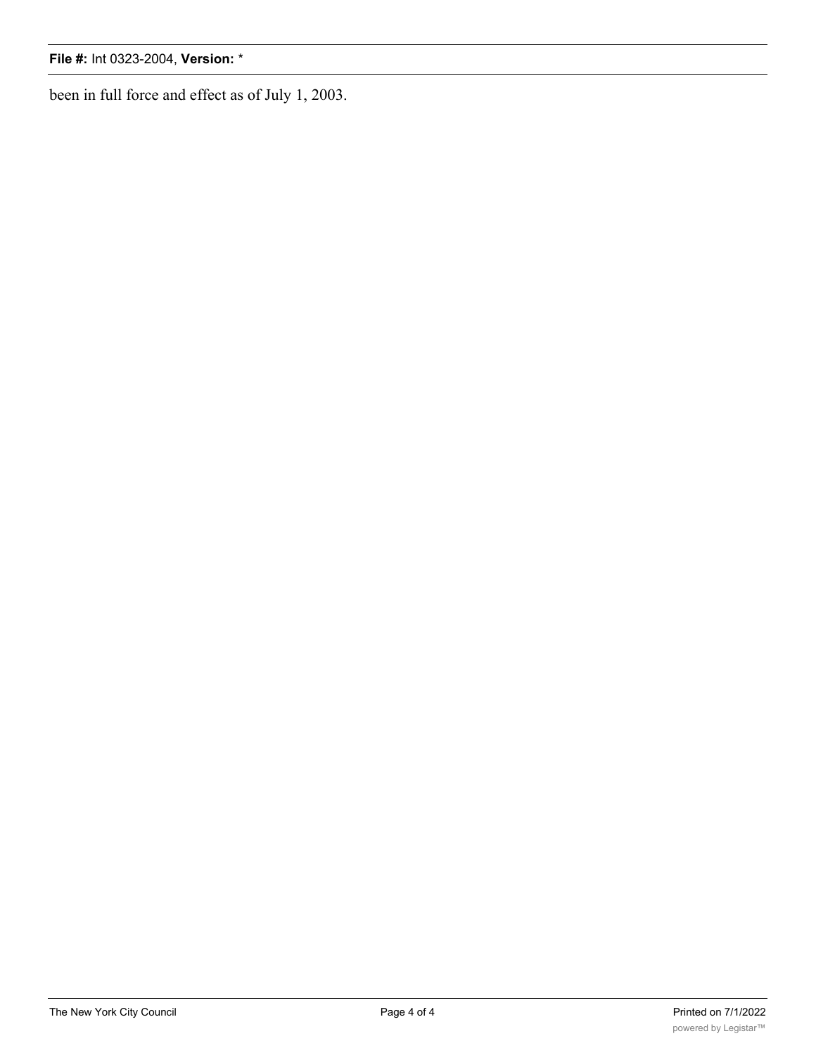been in full force and effect as of July 1, 2003.